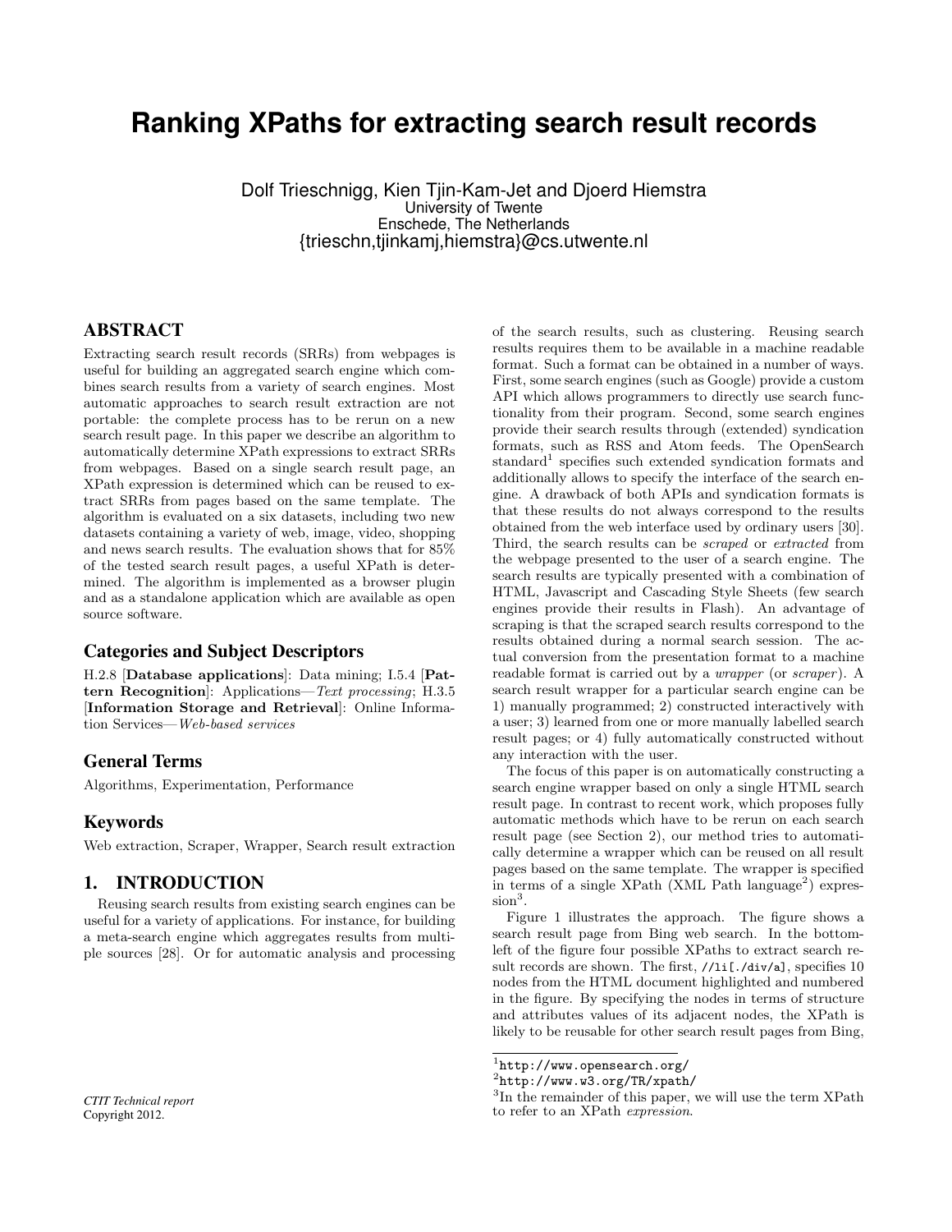# Ranking XPaths for extracting search result records

Dolf Trieschnigg, Kien Tjin-Kam-Jet and Djoerd Hiemstra
University of Twente
Enschede, The Netherlands
{trieschn,tjinkamj,hiemstra}@cs.utwente.nl

## ABSTRACT

Extracting search result records (SRRs) from webpages is useful for building an aggregated search engine which combines search results from a variety of search engines. Most automatic approaches to search result extraction are not portable: the complete process has to be rerun on a new search result page. In this paper we describe an algorithm to automatically determine XPath expressions to extract SRRs from webpages. Based on a single search result page, an XPath expression is determined which can be reused to extract SRRs from pages based on the same template. The algorithm is evaluated on a six datasets, including two new datasets containing a variety of web, image, video, shopping and news search results. The evaluation shows that for 85% of the tested search result pages, a useful XPath is determined. The algorithm is implemented as a browser plugin and as a standalone application which are available as open source software.

### Categories and Subject Descriptors

H.2.8 [**Database applications**]: Data mining; I.5.4 [**Pattern Recognition**]: Applications—*Text processing*; H.3.5 [**Information Storage and Retrieval**]: Online Information Services—*Web-based services*

### General Terms

Algorithms, Experimentation, Performance

### Keywords

Web extraction, Scraper, Wrapper, Search result extraction

## 1. INTRODUCTION

Reusing search results from existing search engines can be useful for a variety of applications. For instance, for building a meta-search engine which aggregates results from multiple sources [28]. Or for automatic analysis and processing of the search results, such as clustering. Reusing search results requires them to be available in a machine readable format. Such a format can be obtained in a number of ways. First, some search engines (such as Google) provide a custom API which allows programmers to directly use search functionality from their program. Second, some search engines provide their search results through (extended) syndication formats, such as RSS and Atom feeds. The OpenSearch standard[1] specifies such extended syndication formats and additionally allows to specify the interface of the search engine. A drawback of both APIs and syndication formats is that these results do not always correspond to the results obtained from the web interface used by ordinary users [30]. Third, the search results can be *scraped* or *extracted* from the webpage presented to the user of a search engine. The search results are typically presented with a combination of HTML, Javascript and Cascading Style Sheets (few search engines provide their results in Flash). An advantage of scraping is that the scraped search results correspond to the results obtained during a normal search session. The actual conversion from the presentation format to a machine readable format is carried out by a *wrapper* (or *scraper*). A search result wrapper for a particular search engine can be 1) manually programmed; 2) constructed interactively with a user; 3) learned from one or more manually labelled search result pages; or 4) fully automatically constructed without any interaction with the user.

The focus of this paper is on automatically constructing a search engine wrapper based on only a single HTML search result page. In contrast to recent work, which proposes fully automatic methods which have to be rerun on each search result page (see Section 2), our method tries to automatically determine a wrapper which can be reused on all result pages based on the same template. The wrapper is specified in terms of a single XPath (XML Path language[2]) expression[3].

Figure 1 illustrates the approach. The figure shows a search result page from Bing web search. In the bottom-left of the figure four possible XPaths to extract search result records are shown. The first, `//li[./div/a]`, specifies 10 nodes from the HTML document highlighted and numbered in the figure. By specifying the nodes in terms of structure and attributes values of its adjacent nodes, the XPath is likely to be reusable for other search result pages from Bing,

[1] http://www.opensearch.org/
[2] http://www.w3.org/TR/xpath/
[3] In the remainder of this paper, we will use the term XPath to refer to an XPath *expression*.

*CTIT Technical report*
Copyright 2012.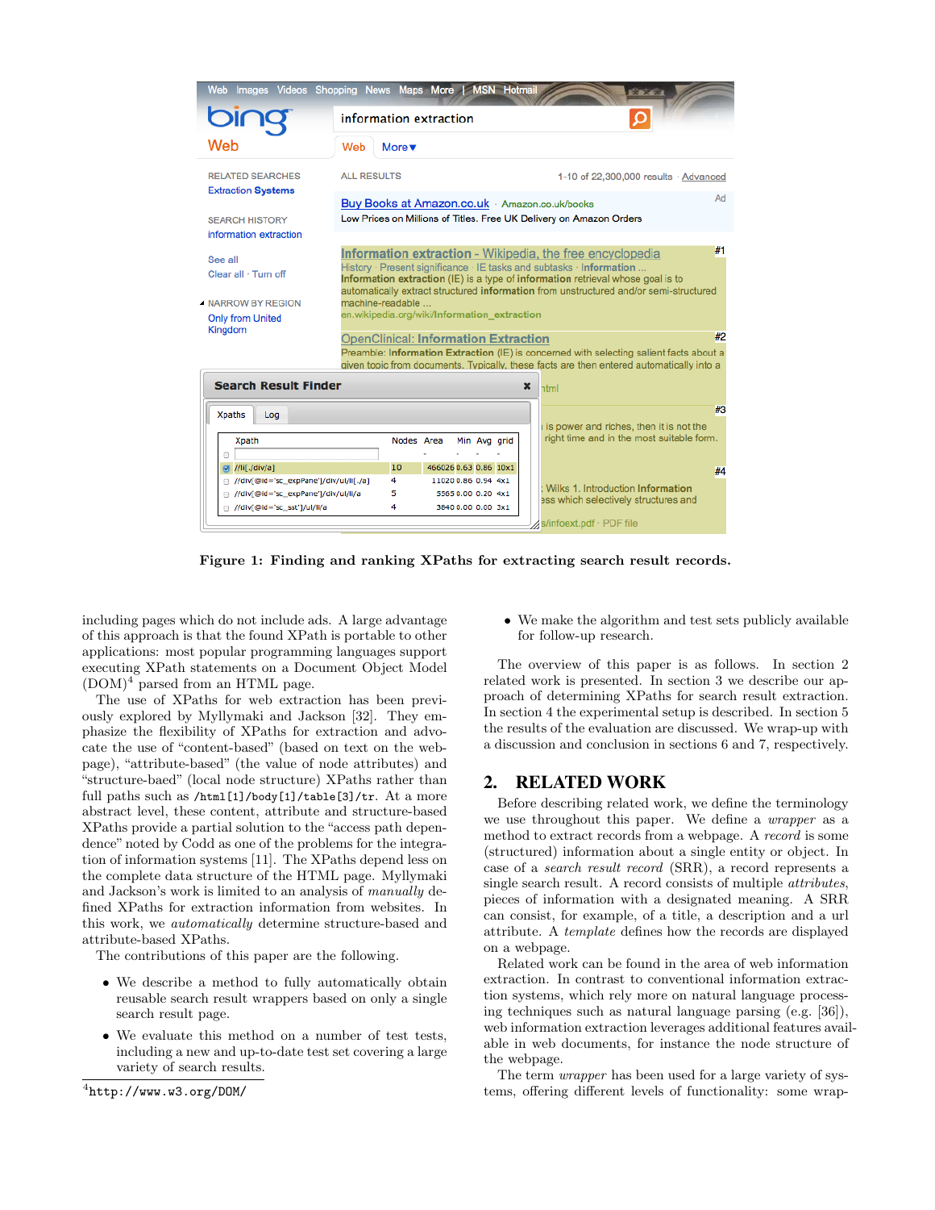Figure 1: Finding and ranking XPaths for extracting search result records.

including pages which do not include ads. A large advantage of this approach is that the found XPath is portable to other applications: most popular programming languages support executing XPath statements on a Document Object Model (DOM)[4] parsed from an HTML page.

The use of XPaths for web extraction has been previously explored by Myllymaki and Jackson [32]. They emphasize the flexibility of XPaths for extraction and advocate the use of "content-based" (based on text on the webpage), "attribute-based" (the value of node attributes) and "structure-baed" (local node structure) XPaths rather than full paths such as `/html[1]/body[1]/table[3]/tr`. At a more abstract level, these content, attribute and structure-based XPaths provide a partial solution to the "access path dependence" noted by Codd as one of the problems for the integration of information systems [11]. The XPaths depend less on the complete data structure of the HTML page. Myllymaki and Jackson's work is limited to an analysis of *manually* defined XPaths for extraction information from websites. In this work, we *automatically* determine structure-based and attribute-based XPaths.

The contributions of this paper are the following.

- We describe a method to fully automatically obtain reusable search result wrappers based on only a single search result page.
- We evaluate this method on a number of test tests, including a new and up-to-date test set covering a large variety of search results.
- We make the algorithm and test sets publicly available for follow-up research.

The overview of this paper is as follows. In section 2 related work is presented. In section 3 we describe our approach of determining XPaths for search result extraction. In section 4 the experimental setup is described. In section 5 the results of the evaluation are discussed. We wrap-up with a discussion and conclusion in sections 6 and 7, respectively.

## 2. RELATED WORK

Before describing related work, we define the terminology we use throughout this paper. We define a *wrapper* as a method to extract records from a webpage. A *record* is some (structured) information about a single entity or object. In case of a *search result record* (SRR), a record represents a single search result. A record consists of multiple *attributes*, pieces of information with a designated meaning. A SRR can consist, for example, of a title, a description and a url attribute. A *template* defines how the records are displayed on a webpage.

Related work can be found in the area of web information extraction. In contrast to conventional information extraction systems, which rely more on natural language processing techniques such as natural language parsing (e.g. [36]), web information extraction leverages additional features available in web documents, for instance the node structure of the webpage.

The term *wrapper* has been used for a large variety of systems, offering different levels of functionality: some wrap-

[4] `http://www.w3.org/DOM/`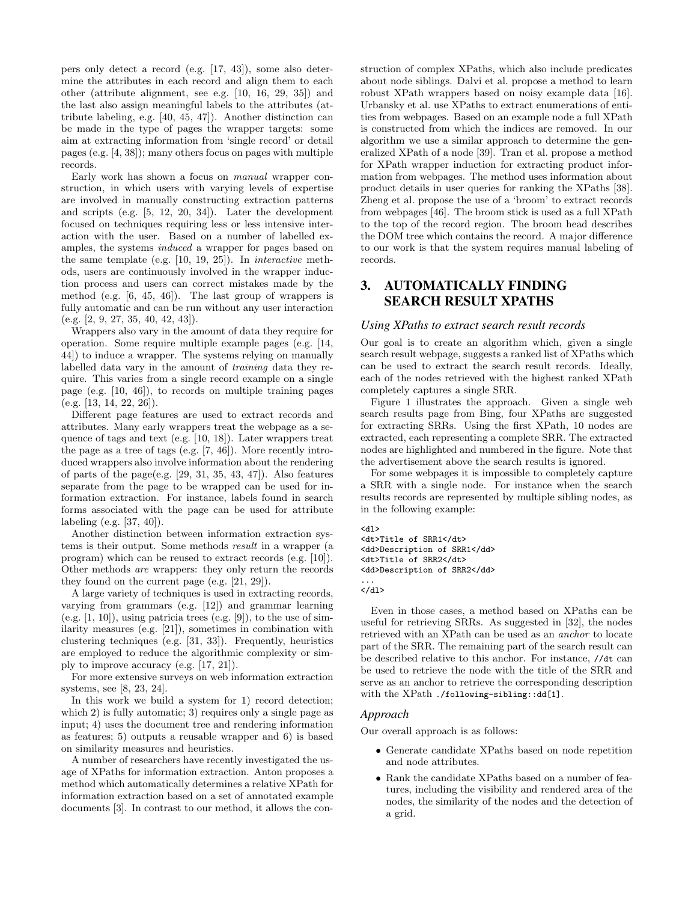pers only detect a record (e.g. [17, 43]), some also determine the attributes in each record and align them to each other (attribute alignment, see e.g. [10, 16, 29, 35]) and the last also assign meaningful labels to the attributes (attribute labeling, e.g. [40, 45, 47]). Another distinction can be made in the type of pages the wrapper targets: some aim at extracting information from 'single record' or detail pages (e.g. [4, 38]); many others focus on pages with multiple records.

Early work has shown a focus on *manual* wrapper construction, in which users with varying levels of expertise are involved in manually constructing extraction patterns and scripts (e.g. [5, 12, 20, 34]). Later the development focused on techniques requiring less or less intensive interaction with the user. Based on a number of labelled examples, the systems *induced* a wrapper for pages based on the same template (e.g. [10, 19, 25]). In *interactive* methods, users are continuously involved in the wrapper induction process and users can correct mistakes made by the method (e.g. [6, 45, 46]). The last group of wrappers is fully automatic and can be run without any user interaction (e.g. [2, 9, 27, 35, 40, 42, 43]).

Wrappers also vary in the amount of data they require for operation. Some require multiple example pages (e.g. [14, 44]) to induce a wrapper. The systems relying on manually labelled data vary in the amount of *training* data they require. This varies from a single record example on a single page (e.g. [10, 46]), to records on multiple training pages (e.g. [13, 14, 22, 26]).

Different page features are used to extract records and attributes. Many early wrappers treat the webpage as a sequence of tags and text (e.g. [10, 18]). Later wrappers treat the page as a tree of tags (e.g. [7, 46]). More recently introduced wrappers also involve information about the rendering of parts of the page(e.g. [29, 31, 35, 43, 47]). Also features separate from the page to be wrapped can be used for information extraction. For instance, labels found in search forms associated with the page can be used for attribute labeling (e.g. [37, 40]).

Another distinction between information extraction systems is their output. Some methods *result* in a wrapper (a program) which can be reused to extract records (e.g. [10]). Other methods *are* wrappers: they only return the records they found on the current page (e.g. [21, 29]).

A large variety of techniques is used in extracting records, varying from grammars (e.g. [12]) and grammar learning (e.g. [1, 10]), using patricia trees (e.g. [9]), to the use of similarity measures (e.g. [21]), sometimes in combination with clustering techniques (e.g. [31, 33]). Frequently, heuristics are employed to reduce the algorithmic complexity or simply to improve accuracy (e.g. [17, 21]).

For more extensive surveys on web information extraction systems, see [8, 23, 24].

In this work we build a system for 1) record detection; which 2) is fully automatic; 3) requires only a single page as input; 4) uses the document tree and rendering information as features; 5) outputs a reusable wrapper and 6) is based on similarity measures and heuristics.

A number of researchers have recently investigated the usage of XPaths for information extraction. Anton proposes a method which automatically determines a relative XPath for information extraction based on a set of annotated example documents [3]. In contrast to our method, it allows the construction of complex XPaths, which also include predicates about node siblings. Dalvi et al. propose a method to learn robust XPath wrappers based on noisy example data [16]. Urbansky et al. use XPaths to extract enumerations of entities from webpages. Based on an example node a full XPath is constructed from which the indices are removed. In our algorithm we use a similar approach to determine the generalized XPath of a node [39]. Tran et al. propose a method for XPath wrapper induction for extracting product information from webpages. The method uses information about product details in user queries for ranking the XPaths [38]. Zheng et al. propose the use of a 'broom' to extract records from webpages [46]. The broom stick is used as a full XPath to the top of the record region. The broom head describes the DOM tree which contains the record. A major difference to our work is that the system requires manual labeling of records.

# 3. AUTOMATICALLY FINDING SEARCH RESULT XPATHS

### *Using XPaths to extract search result records*

Our goal is to create an algorithm which, given a single search result webpage, suggests a ranked list of XPaths which can be used to extract the search result records. Ideally, each of the nodes retrieved with the highest ranked XPath completely captures a single SRR.

Figure 1 illustrates the approach. Given a single web search results page from Bing, four XPaths are suggested for extracting SRRs. Using the first XPath, 10 nodes are extracted, each representing a complete SRR. The extracted nodes are highlighted and numbered in the figure. Note that the advertisement above the search results is ignored.

For some webpages it is impossible to completely capture a SRR with a single node. For instance when the search results records are represented by multiple sibling nodes, as in the following example:

```
<dl>
<dt>Title of SRR1</dt>
<dd>Description of SRR1</dd>
<dt>Title of SRR2</dt>
<dd>Description of SRR2</dd>
...
</dl>
```

Even in those cases, a method based on XPaths can be useful for retrieving SRRs. As suggested in [32], the nodes retrieved with an XPath can be used as an *anchor* to locate part of the SRR. The remaining part of the search result can be described relative to this anchor. For instance, `//dt` can be used to retrieve the node with the title of the SRR and serve as an anchor to retrieve the corresponding description with the XPath `./following-sibling::dd[1]`.

### *Approach*

Our overall approach is as follows:

- Generate candidate XPaths based on node repetition and node attributes.
- Rank the candidate XPaths based on a number of features, including the visibility and rendered area of the nodes, the similarity of the nodes and the detection of a grid.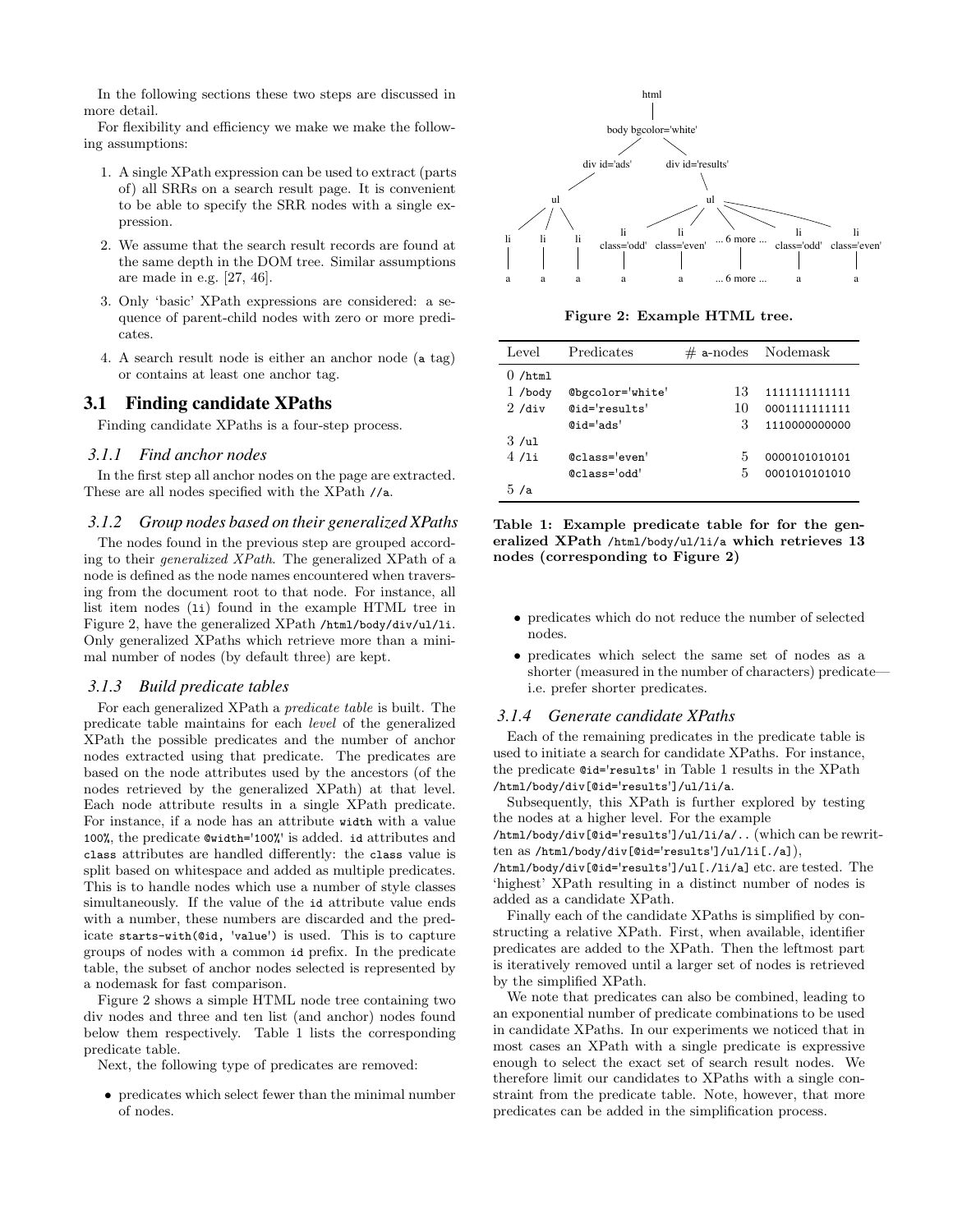In the following sections these two steps are discussed in more detail.

For flexibility and efficiency we make we make the following assumptions:

1. A single XPath expression can be used to extract (parts of) all SRRs on a search result page. It is convenient to be able to specify the SRR nodes with a single expression.
2. We assume that the search result records are found at the same depth in the DOM tree. Similar assumptions are made in e.g. [27, 46].
3. Only 'basic' XPath expressions are considered: a sequence of parent-child nodes with zero or more predicates.
4. A search result node is either an anchor node (`a` tag) or contains at least one anchor tag.

## 3.1 Finding candidate XPaths

Finding candidate XPaths is a four-step process.

### 3.1.1 Find anchor nodes

In the first step all anchor nodes on the page are extracted. These are all nodes specified with the XPath `//a`.

### 3.1.2 Group nodes based on their generalized XPaths

The nodes found in the previous step are grouped according to their *generalized XPath*. The generalized XPath of a node is defined as the node names encountered when traversing from the document root to that node. For instance, all list item nodes (`li`) found in the example HTML tree in Figure 2, have the generalized XPath `/html/body/div/ul/li`. Only generalized XPaths which retrieve more than a minimal number of nodes (by default three) are kept.

### 3.1.3 Build predicate tables

For each generalized XPath a *predicate table* is built. The predicate table maintains for each *level* of the generalized XPath the possible predicates and the number of anchor nodes extracted using that predicate. The predicates are based on the node attributes used by the ancestors (of the nodes retrieved by the generalized XPath) at that level. Each node attribute results in a single XPath predicate. For instance, if a node has an attribute `width` with a value `100%`, the predicate `@width='100%'` is added. `id` attributes and `class` attributes are handled differently: the `class` value is split based on whitespace and added as multiple predicates. This is to handle nodes which use a number of style classes simultaneously. If the value of the `id` attribute value ends with a number, these numbers are discarded and the predicate `starts-with(@id, 'value')` is used. This is to capture groups of nodes with a common `id` prefix. In the predicate table, the subset of anchor nodes selected is represented by a nodemask for fast comparison.

Figure 2 shows a simple HTML node tree containing two div nodes and three and ten list (and anchor) nodes found below them respectively. Table 1 lists the corresponding predicate table.

Next, the following type of predicates are removed:

- predicates which select fewer than the minimal number of nodes.
- predicates which do not reduce the number of selected nodes.
- predicates which select the same set of nodes as a shorter (measured in the number of characters) predicate—i.e. prefer shorter predicates.

**Figure 2: Example HTML tree.**

| Level | Predicates | # a-nodes | Nodemask |
|---|---|---|---|
| 0 /html | | | |
| 1 /body | @bgcolor='white' | 13 | 1111111111111 |
| 2 /div | @id='results' | 10 | 0001111111111 |
| | @id='ads' | 3 | 1110000000000 |
| 3 /ul | | | |
| 4 /li | @class='even' | 5 | 0000101010101 |
| | @class='odd' | 5 | 0001010101010 |
| 5 /a | | | |

**Table 1: Example predicate table for for the generalized XPath `/html/body/ul/li/a` which retrieves 13 nodes (corresponding to Figure 2)**

### 3.1.4 Generate candidate XPaths

Each of the remaining predicates in the predicate table is used to initiate a search for candidate XPaths. For instance, the predicate `@id='results'` in Table 1 results in the XPath `/html/body/div[@id='results']/ul/li/a`.

Subsequently, this XPath is further explored by testing the nodes at a higher level. For the example `/html/body/div[@id='results']/ul/li/a/..` (which can be rewritten as `/html/body/div[@id='results']/ul/li[./a]`), `/html/body/div[@id='results']/ul[./li/a]` etc. are tested. The 'highest' XPath resulting in a distinct number of nodes is added as a candidate XPath.

Finally each of the candidate XPaths is simplified by constructing a relative XPath. First, when available, identifier predicates are added to the XPath. Then the leftmost part is iteratively removed until a larger set of nodes is retrieved by the simplified XPath.

We note that predicates can also be combined, leading to an exponential number of predicate combinations to be used in candidate XPaths. In our experiments we noticed that in most cases an XPath with a single predicate is expressive enough to select the exact set of search result nodes. We therefore limit our candidates to XPaths with a single constraint from the predicate table. Note, however, that more predicates can be added in the simplification process.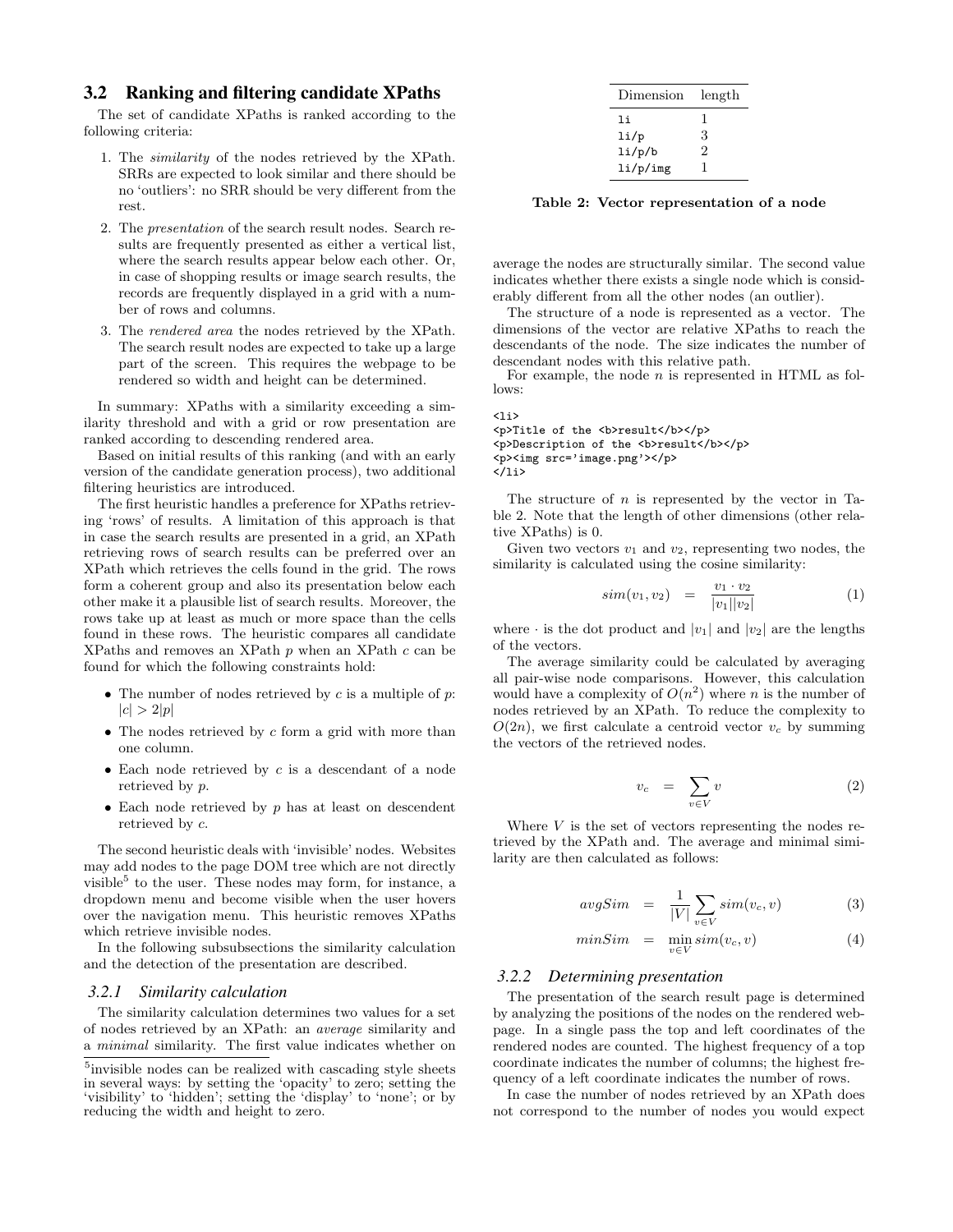### 3.2 Ranking and filtering candidate XPaths

The set of candidate XPaths is ranked according to the following criteria:

1. The *similarity* of the nodes retrieved by the XPath. SRRs are expected to look similar and there should be no 'outliers': no SRR should be very different from the rest.
2. The *presentation* of the search result nodes. Search results are frequently presented as either a vertical list, where the search results appear below each other. Or, in case of shopping results or image search results, the records are frequently displayed in a grid with a number of rows and columns.
3. The *rendered area* the nodes retrieved by the XPath. The search result nodes are expected to take up a large part of the screen. This requires the webpage to be rendered so width and height can be determined.

In summary: XPaths with a similarity exceeding a similarity threshold and with a grid or row presentation are ranked according to descending rendered area.

Based on initial results of this ranking (and with an early version of the candidate generation process), two additional filtering heuristics are introduced.

The first heuristic handles a preference for XPaths retrieving 'rows' of results. A limitation of this approach is that in case the search results are presented in a grid, an XPath retrieving rows of search results can be preferred over an XPath which retrieves the cells found in the grid. The rows form a coherent group and also its presentation below each other make it a plausible list of search results. Moreover, the rows take up at least as much or more space than the cells found in these rows. The heuristic compares all candidate XPaths and removes an XPath $p$ when an XPath $c$ can be found for which the following constraints hold:

- The number of nodes retrieved by $c$ is a multiple of $p$: $|c| > 2|p|$
- The nodes retrieved by $c$ form a grid with more than one column.
- Each node retrieved by $c$ is a descendant of a node retrieved by $p$.
- Each node retrieved by $p$ has at least on descendent retrieved by $c$.

The second heuristic deals with 'invisible' nodes. Websites may add nodes to the page DOM tree which are not directly visible[5] to the user. These nodes may form, for instance, a dropdown menu and become visible when the user hovers over the navigation menu. This heuristic removes XPaths which retrieve invisible nodes.

In the following subsubsections the similarity calculation and the detection of the presentation are described.

#### 3.2.1 Similarity calculation

The similarity calculation determines two values for a set of nodes retrieved by an XPath: an *average* similarity and a *minimal* similarity. The first value indicates whether on average the nodes are structurally similar. The second value indicates whether there exists a single node which is considerably different from all the other nodes (an outlier).

The structure of a node is represented as a vector. The dimensions of the vector are relative XPaths to reach the descendants of the node. The size indicates the number of descendant nodes with this relative path.

For example, the node $n$ is represented in HTML as follows:

```
<li>
<p>Title of the <b>result</b></p>
<p>Description of the <b>result</b></p>
<p><img src='image.png'></p>
</li>
```

The structure of $n$ is represented by the vector in Table 2. Note that the length of other dimensions (other relative XPaths) is 0.

| Dimension | length |
|---|---|
| `li` | 1 |
| `li/p` | 3 |
| `li/p/b` | 2 |
| `li/p/img` | 1 |

**Table 2: Vector representation of a node**

Given two vectors $v_1$ and $v_2$, representing two nodes, the similarity is calculated using the cosine similarity:

$$sim(v_1, v_2) = \frac{v_1 \cdot v_2}{|v_1||v_2|} \tag{1}$$

where $\cdot$ is the dot product and $|v_1|$ and $|v_2|$ are the lengths of the vectors.

The average similarity could be calculated by averaging all pair-wise node comparisons. However, this calculation would have a complexity of $O(n^2)$ where $n$ is the number of nodes retrieved by an XPath. To reduce the complexity to $O(2n)$, we first calculate a centroid vector $v_c$ by summing the vectors of the retrieved nodes.

$$v_c = \sum_{v \in V} v \tag{2}$$

Where $V$ is the set of vectors representing the nodes retrieved by the XPath and. The average and minimal similarity are then calculated as follows:

$$avgSim = \frac{1}{|V|} \sum_{v \in V} sim(v_c, v) \tag{3}$$

$$minSim = \min_{v \in V} sim(v_c, v) \tag{4}$$

#### 3.2.2 Determining presentation

The presentation of the search result page is determined by analyzing the positions of the nodes on the rendered webpage. In a single pass the top and left coordinates of the rendered nodes are counted. The highest frequency of a top coordinate indicates the number of columns; the highest frequency of a left coordinate indicates the number of rows.

In case the number of nodes retrieved by an XPath does not correspond to the number of nodes you would expect

[5] invisible nodes can be realized with cascading style sheets in several ways: by setting the 'opacity' to zero; setting the 'visibility' to 'hidden'; setting the 'display' to 'none'; or by reducing the width and height to zero.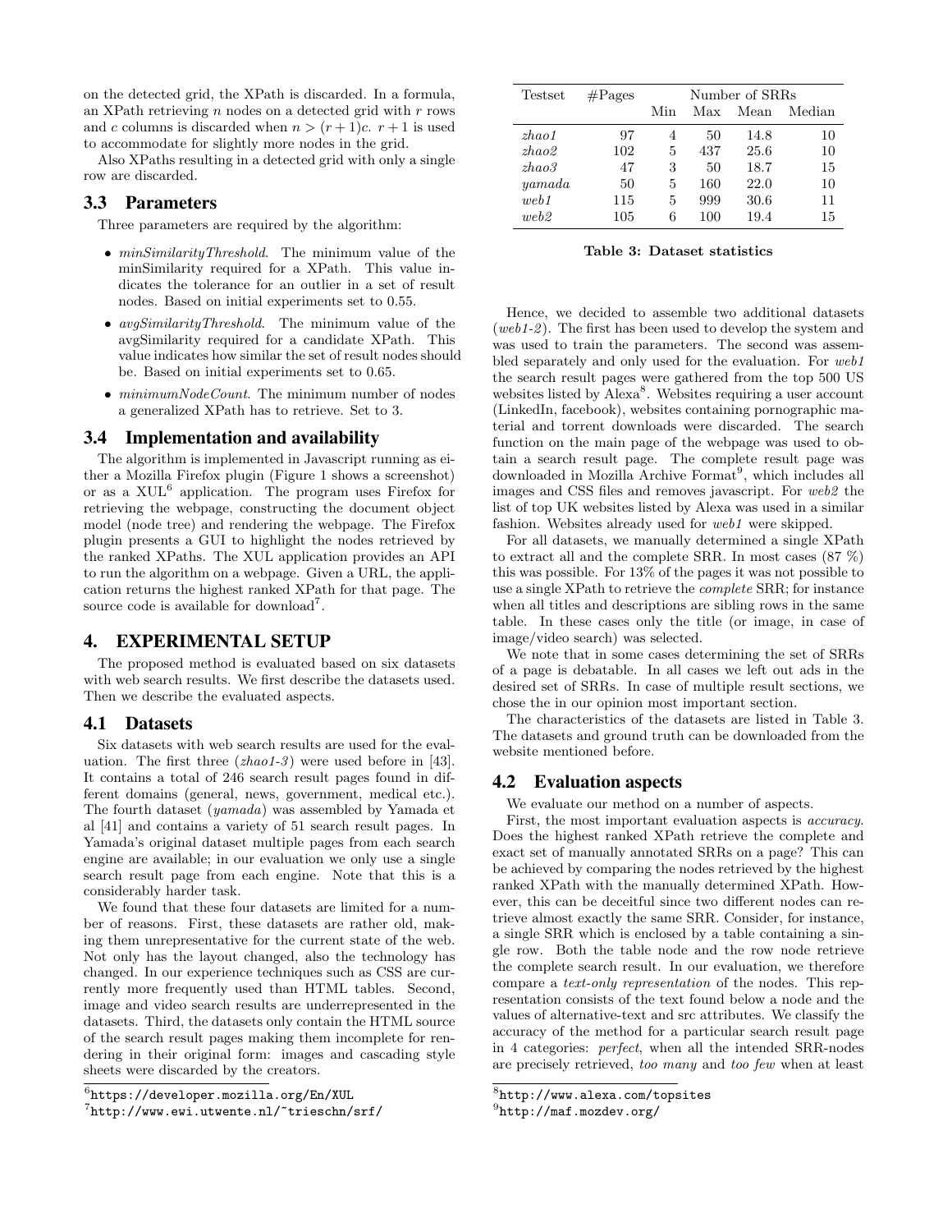on the detected grid, the XPath is discarded. In a formula, an XPath retrieving $n$ nodes on a detected grid with $r$ rows and $c$ columns is discarded when $n > (r+1)c$. $r+1$ is used to accommodate for slightly more nodes in the grid.

Also XPaths resulting in a detected grid with only a single row are discarded.

### 3.3 Parameters

Three parameters are required by the algorithm:

- *minSimilarityThreshold*. The minimum value of the minSimilarity required for a XPath. This value indicates the tolerance for an outlier in a set of result nodes. Based on initial experiments set to 0.55.
- *avgSimilarityThreshold*. The minimum value of the avgSimilarity required for a candidate XPath. This value indicates how similar the set of result nodes should be. Based on initial experiments set to 0.65.
- *minimumNodeCount*. The minimum number of nodes a generalized XPath has to retrieve. Set to 3.

### 3.4 Implementation and availability

The algorithm is implemented in Javascript running as either a Mozilla Firefox plugin (Figure 1 shows a screenshot) or as a XUL[6] application. The program uses Firefox for retrieving the webpage, constructing the document object model (node tree) and rendering the webpage. The Firefox plugin presents a GUI to highlight the nodes retrieved by the ranked XPaths. The XUL application provides an API to run the algorithm on a webpage. Given a URL, the application returns the highest ranked XPath for that page. The source code is available for download[7].

## 4. EXPERIMENTAL SETUP

The proposed method is evaluated based on six datasets with web search results. We first describe the datasets used. Then we describe the evaluated aspects.

### 4.1 Datasets

Six datasets with web search results are used for the evaluation. The first three (*zhao1-3*) were used before in [43]. It contains a total of 246 search result pages found in different domains (general, news, government, medical etc.). The fourth dataset (*yamada*) was assembled by Yamada et al [41] and contains a variety of 51 search result pages. In Yamada's original dataset multiple pages from each search engine are available; in our evaluation we only use a single search result page from each engine. Note that this is a considerably harder task.

We found that these four datasets are limited for a number of reasons. First, these datasets are rather old, making them unrepresentative for the current state of the web. Not only has the layout changed, also the technology has changed. In our experience techniques such as CSS are currently more frequently used than HTML tables. Second, image and video search results are underrepresented in the datasets. Third, the datasets only contain the HTML source of the search result pages making them incomplete for rendering in their original form: images and cascading style sheets were discarded by the creators.

[6]https://developer.mozilla.org/En/XUL

[7]http://www.ewi.utwente.nl/~trieschn/srf/

| Testset | #Pages | Number of SRRs | | | |
|---|---|---|---|---|---|
| | | Min | Max | Mean | Median |
| *zhao1* | 97 | 4 | 50 | 14.8 | 10 |
| *zhao2* | 102 | 5 | 437 | 25.6 | 10 |
| *zhao3* | 47 | 3 | 50 | 18.7 | 15 |
| *yamada* | 50 | 5 | 160 | 22.0 | 10 |
| *web1* | 115 | 5 | 999 | 30.6 | 11 |
| *web2* | 105 | 6 | 100 | 19.4 | 15 |

**Table 3: Dataset statistics**

Hence, we decided to assemble two additional datasets (*web1-2*). The first has been used to develop the system and was used to train the parameters. The second was assembled separately and only used for the evaluation. For *web1* the search result pages were gathered from the top 500 US websites listed by Alexa[8]. Websites requiring a user account (LinkedIn, facebook), websites containing pornographic material and torrent downloads were discarded. The search function on the main page of the webpage was used to obtain a search result page. The complete result page was downloaded in Mozilla Archive Format[9], which includes all images and CSS files and removes javascript. For *web2* the list of top UK websites listed by Alexa was used in a similar fashion. Websites already used for *web1* were skipped.

For all datasets, we manually determined a single XPath to extract all and the complete SRR. In most cases (87 %) this was possible. For 13% of the pages it was not possible to use a single XPath to retrieve the *complete* SRR; for instance when all titles and descriptions are sibling rows in the same table. In these cases only the title (or image, in case of image/video search) was selected.

We note that in some cases determining the set of SRRs of a page is debatable. In all cases we left out ads in the desired set of SRRs. In case of multiple result sections, we chose the in our opinion most important section.

The characteristics of the datasets are listed in Table 3. The datasets and ground truth can be downloaded from the website mentioned before.

### 4.2 Evaluation aspects

We evaluate our method on a number of aspects.

First, the most important evaluation aspects is *accuracy*. Does the highest ranked XPath retrieve the complete and exact set of manually annotated SRRs on a page? This can be achieved by comparing the nodes retrieved by the highest ranked XPath with the manually determined XPath. However, this can be deceitful since two different nodes can retrieve almost exactly the same SRR. Consider, for instance, a single SRR which is enclosed by a table containing a single row. Both the table node and the row node retrieve the complete search result. In our evaluation, we therefore compare a *text-only representation* of the nodes. This representation consists of the text found below a node and the values of alternative-text and src attributes. We classify the accuracy of the method for a particular search result page in 4 categories: *perfect*, when all the intended SRR-nodes are precisely retrieved, *too many* and *too few* when at least

[8]http://www.alexa.com/topsites

[9]http://maf.mozdev.org/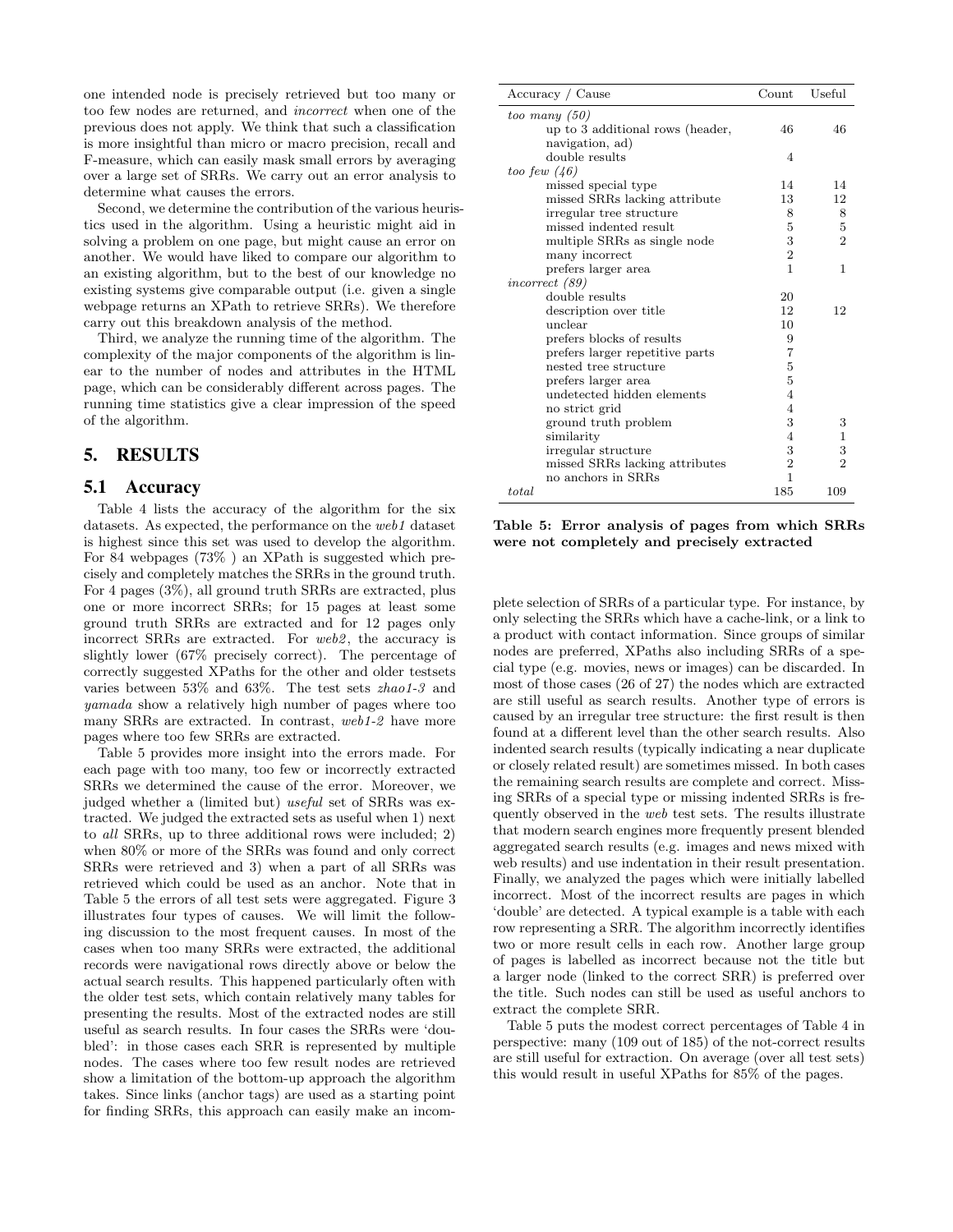one intended node is precisely retrieved but too many or too few nodes are returned, and *incorrect* when one of the previous does not apply. We think that such a classification is more insightful than micro or macro precision, recall and F-measure, which can easily mask small errors by averaging over a large set of SRRs. We carry out an error analysis to determine what causes the errors.

Second, we determine the contribution of the various heuristics used in the algorithm. Using a heuristic might aid in solving a problem on one page, but might cause an error on another. We would have liked to compare our algorithm to an existing algorithm, but to the best of our knowledge no existing systems give comparable output (i.e. given a single webpage returns an XPath to retrieve SRRs). We therefore carry out this breakdown analysis of the method.

Third, we analyze the running time of the algorithm. The complexity of the major components of the algorithm is linear to the number of nodes and attributes in the HTML page, which can be considerably different across pages. The running time statistics give a clear impression of the speed of the algorithm.

## 5. RESULTS

### 5.1 Accuracy

Table 4 lists the accuracy of the algorithm for the six datasets. As expected, the performance on the *web1* dataset is highest since this set was used to develop the algorithm. For 84 webpages (73% ) an XPath is suggested which precisely and completely matches the SRRs in the ground truth. For 4 pages (3%), all ground truth SRRs are extracted, plus one or more incorrect SRRs; for 15 pages at least some ground truth SRRs are extracted and for 12 pages only incorrect SRRs are extracted. For *web2*, the accuracy is slightly lower (67% precisely correct). The percentage of correctly suggested XPaths for the other and older testsets varies between 53% and 63%. The test sets *zhao1-3* and *yamada* show a relatively high number of pages where too many SRRs are extracted. In contrast, *web1-2* have more pages where too few SRRs are extracted.

Table 5 provides more insight into the errors made. For each page with too many, too few or incorrectly extracted SRRs we determined the cause of the error. Moreover, we judged whether a (limited but) *useful* set of SRRs was extracted. We judged the extracted sets as useful when 1) next to *all* SRRs, up to three additional rows were included; 2) when 80% or more of the SRRs was found and only correct SRRs were retrieved and 3) when a part of all SRRs was retrieved which could be used as an anchor. Note that in Table 5 the errors of all test sets were aggregated. Figure 3 illustrates four types of causes. We will limit the following discussion to the most frequent causes. In most of the cases when too many SRRs were extracted, the additional records were navigational rows directly above or below the actual search results. This happened particularly often with the older test sets, which contain relatively many tables for presenting the results. Most of the extracted nodes are still useful as search results. In four cases the SRRs were 'doubled': in those cases each SRR is represented by multiple nodes. The cases where too few result nodes are retrieved show a limitation of the bottom-up approach the algorithm takes. Since links (anchor tags) are used as a starting point for finding SRRs, this approach can easily make an incomplete selection of SRRs of a particular type. For instance, by only selecting the SRRs which have a cache-link, or a link to a product with contact information. Since groups of similar nodes are preferred, XPaths also including SRRs of a special type (e.g. movies, news or images) can be discarded. In most of those cases (26 of 27) the nodes which are extracted are still useful as search results. Another type of errors is caused by an irregular tree structure: the first result is then found at a different level than the other search results. Also indented search results (typically indicating a near duplicate or closely related result) are sometimes missed. In both cases the remaining search results are complete and correct. Missing SRRs of a special type or missing indented SRRs is frequently observed in the *web* test sets. The results illustrate that modern search engines more frequently present blended aggregated search results (e.g. images and news mixed with web results) and use indentation in their result presentation. Finally, we analyzed the pages which were initially labelled incorrect. Most of the incorrect results are pages in which 'double' are detected. A typical example is a table with each row representing a SRR. The algorithm incorrectly identifies two or more result cells in each row. Another large group of pages is labelled as incorrect because not the title but a larger node (linked to the correct SRR) is preferred over the title. Such nodes can still be used as useful anchors to extract the complete SRR.

Table 5 puts the modest correct percentages of Table 4 in perspective: many (109 out of 185) of the not-correct results are still useful for extraction. On average (over all test sets) this would result in useful XPaths for 85% of the pages.

| Accuracy / Cause | Count | Useful |
|---|---|---|
| *too many (50)* | | |
| up to 3 additional rows (header, navigation, ad) | 46 | 46 |
| double results | 4 | |
| *too few (46)* | | |
| missed special type | 14 | 14 |
| missed SRRs lacking attribute | 13 | 12 |
| irregular tree structure | 8 | 8 |
| missed indented result | 5 | 5 |
| multiple SRRs as single node | 3 | 2 |
| many incorrect | 2 | |
| prefers larger area | 1 | 1 |
| *incorrect (89)* | | |
| double results | 20 | |
| description over title | 12 | 12 |
| unclear | 10 | |
| prefers blocks of results | 9 | |
| prefers larger repetitive parts | 7 | |
| nested tree structure | 5 | |
| prefers larger area | 5 | |
| undetected hidden elements | 4 | |
| no strict grid | 4 | |
| ground truth problem | 3 | 3 |
| similarity | 4 | 1 |
| irregular structure | 3 | 3 |
| missed SRRs lacking attributes | 2 | 2 |
| no anchors in SRRs | 1 | |
| *total* | 185 | 109 |

**Table 5: Error analysis of pages from which SRRs were not completely and precisely extracted**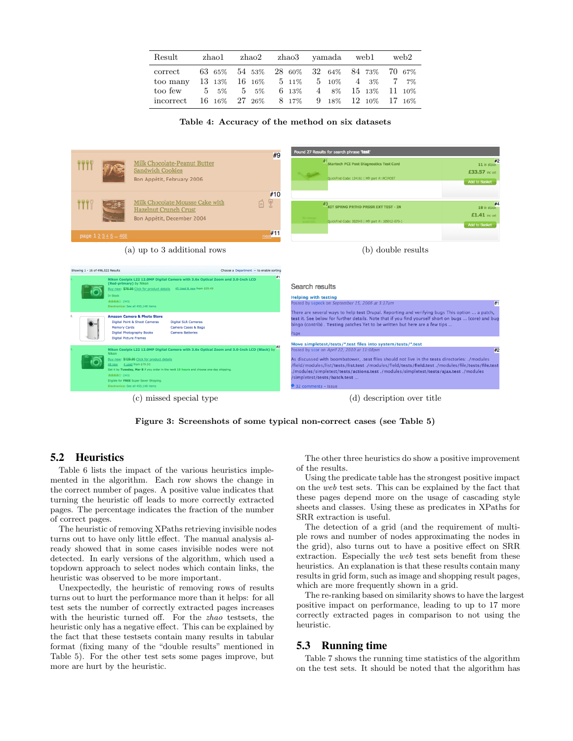| Result | zhao1 | | zhao2 | | zhao3 | | yamada | | web1 | | web2 | |
|---|---|---|---|---|---|---|---|---|---|---|---|---|
| correct | 63 | 65% | 54 | 53% | 28 | 60% | 32 | 64% | 84 | 73% | 70 | 67% |
| too many | 13 | 13% | 16 | 16% | 5 | 11% | 5 | 10% | 4 | 3% | 7 | 7% |
| too few | 5 | 5% | 5 | 5% | 6 | 13% | 4 | 8% | 15 | 13% | 11 | 10% |
| incorrect | 16 | 16% | 27 | 26% | 8 | 17% | 9 | 18% | 12 | 10% | 17 | 16% |

**Table 4: Accuracy of the method on six datasets**

(a) up to 3 additional rows

(b) double results

(c) missed special type

(d) description over title

**Figure 3: Screenshots of some typical non-correct cases (see Table 5)**

## 5.2 Heuristics

Table 6 lists the impact of the various heuristics implemented in the algorithm. Each row shows the change in the correct number of pages. A positive value indicates that turning the heuristic off leads to more correctly extracted pages. The percentage indicates the fraction of the number of correct pages.

The heuristic of removing XPaths retrieving invisible nodes turns out to have only little effect. The manual analysis already showed that in some cases invisible nodes were not detected. In early versions of the algorithm, which used a topdown approach to select nodes which contain links, the heuristic was observed to be more important.

Unexpectedly, the heuristic of removing rows of results turns out to hurt the performance more than it helps: for all test sets the number of correctly extracted pages increases with the heuristic turned off. For the *zhao* testsets, the heuristic only has a negative effect. This can be explained by the fact that these testsets contain many results in tabular format (fixing many of the "double results" mentioned in Table 5). For the other test sets some pages improve, but more are hurt by the heuristic.

The other three heuristics do show a positive improvement of the results.

Using the predicate table has the strongest positive impact on the *web* test sets. This can be explained by the fact that these pages depend more on the usage of cascading style sheets and classes. Using these as predicates in XPaths for SRR extraction is useful.

The detection of a grid (and the requirement of multiple rows and number of nodes approximating the nodes in the grid), also turns out to have a positive effect on SRR extraction. Especially the *web* test sets benefit from these heuristics. An explanation is that these results contain many results in grid form, such as image and shopping result pages, which are more frequently shown in a grid.

The re-ranking based on similarity shows to have the largest positive impact on performance, leading to up to 17 more correctly extracted pages in comparison to not using the heuristic.

## 5.3 Running time

Table 7 shows the running time statistics of the algorithm on the test sets. It should be noted that the algorithm has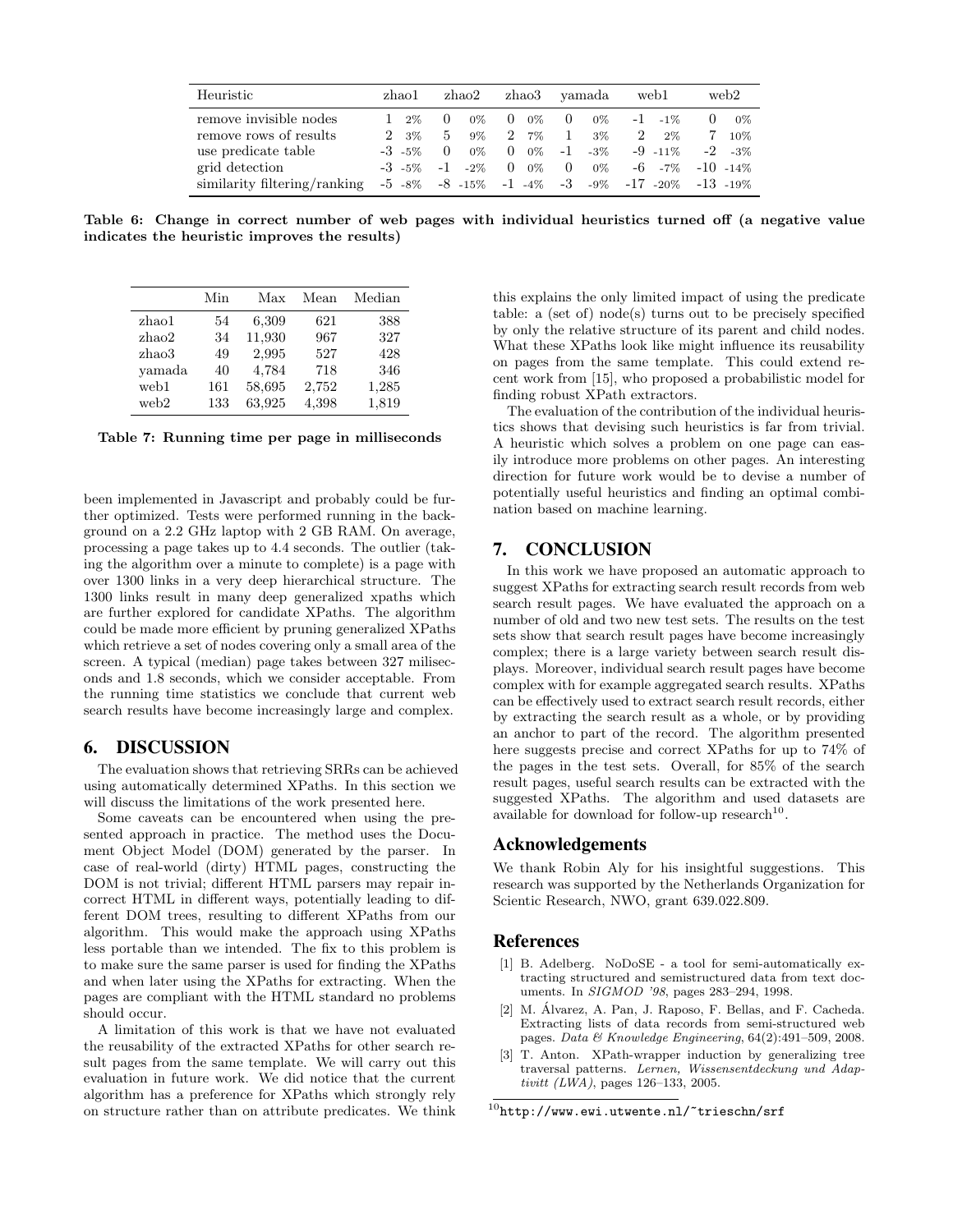| Heuristic | zhao1 | | zhao2 | | zhao3 | | yamada | | web1 | | web2 | |
|---|---|---|---|---|---|---|---|---|---|---|---|---|
| remove invisible nodes | 1 | 2% | 0 | 0% | 0 | 0% | 0 | 0% | -1 | -1% | 0 | 0% |
| remove rows of results | 2 | 3% | 5 | 9% | 2 | 7% | 1 | 3% | 2 | 2% | 7 | 10% |
| use predicate table | -3 | -5% | 0 | 0% | 0 | 0% | -1 | -3% | -9 | -11% | -2 | -3% |
| grid detection | -3 | -5% | -1 | -2% | 0 | 0% | 0 | 0% | -6 | -7% | -10 | -14% |
| similarity filtering/ranking | -5 | -8% | -8 | -15% | -1 | -4% | -3 | -9% | -17 | -20% | -13 | -19% |

**Table 6: Change in correct number of web pages with individual heuristics turned off (a negative value indicates the heuristic improves the results)**

| | Min | Max | Mean | Median |
|---|---|---|---|---|
| zhao1 | 54 | 6,309 | 621 | 388 |
| zhao2 | 34 | 11,930 | 967 | 327 |
| zhao3 | 49 | 2,995 | 527 | 428 |
| yamada | 40 | 4,784 | 718 | 346 |
| web1 | 161 | 58,695 | 2,752 | 1,285 |
| web2 | 133 | 63,925 | 4,398 | 1,819 |

**Table 7: Running time per page in milliseconds**

been implemented in Javascript and probably could be further optimized. Tests were performed running in the background on a 2.2 GHz laptop with 2 GB RAM. On average, processing a page takes up to 4.4 seconds. The outlier (taking the algorithm over a minute to complete) is a page with over 1300 links in a very deep hierarchical structure. The 1300 links result in many deep generalized xpaths which are further explored for candidate XPaths. The algorithm could be made more efficient by pruning generalized XPaths which retrieve a set of nodes covering only a small area of the screen. A typical (median) page takes between 327 miliseconds and 1.8 seconds, which we consider acceptable. From the running time statistics we conclude that current web search results have become increasingly large and complex.

## 6. DISCUSSION

The evaluation shows that retrieving SRRs can be achieved using automatically determined XPaths. In this section we will discuss the limitations of the work presented here.

Some caveats can be encountered when using the presented approach in practice. The method uses the Document Object Model (DOM) generated by the parser. In case of real-world (dirty) HTML pages, constructing the DOM is not trivial; different HTML parsers may repair incorrect HTML in different ways, potentially leading to different DOM trees, resulting to different XPaths from our algorithm. This would make the approach using XPaths less portable than we intended. The fix to this problem is to make sure the same parser is used for finding the XPaths and when later using the XPaths for extracting. When the pages are compliant with the HTML standard no problems should occur.

A limitation of this work is that we have not evaluated the reusability of the extracted XPaths for other search result pages from the same template. We will carry out this evaluation in future work. We did notice that the current algorithm has a preference for XPaths which strongly rely on structure rather than on attribute predicates. We think this explains the only limited impact of using the predicate table: a (set of) node(s) turns out to be precisely specified by only the relative structure of its parent and child nodes. What these XPaths look like might influence its reusability on pages from the same template. This could extend recent work from [15], who proposed a probabilistic model for finding robust XPath extractors.

The evaluation of the contribution of the individual heuristics shows that devising such heuristics is far from trivial. A heuristic which solves a problem on one page can easily introduce more problems on other pages. An interesting direction for future work would be to devise a number of potentially useful heuristics and finding an optimal combination based on machine learning.

## 7. CONCLUSION

In this work we have proposed an automatic approach to suggest XPaths for extracting search result records from web search result pages. We have evaluated the approach on a number of old and two new test sets. The results on the test sets show that search result pages have become increasingly complex; there is a large variety between search result displays. Moreover, individual search result pages have become complex with for example aggregated search results. XPaths can be effectively used to extract search result records, either by extracting the search result as a whole, or by providing an anchor to part of the record. The algorithm presented here suggests precise and correct XPaths for up to 74% of the pages in the test sets. Overall, for 85% of the search result pages, useful search results can be extracted with the suggested XPaths. The algorithm and used datasets are available for download for follow-up research[10].

## Acknowledgements

We thank Robin Aly for his insightful suggestions. This research was supported by the Netherlands Organization for Scientic Research, NWO, grant 639.022.809.

## References

[1] B. Adelberg. NoDoSE - a tool for semi-automatically extracting structured and semistructured data from text documents. In *SIGMOD '98*, pages 283–294, 1998.

[2] M. Álvarez, A. Pan, J. Raposo, F. Bellas, and F. Cacheda. Extracting lists of data records from semi-structured web pages. *Data & Knowledge Engineering*, 64(2):491–509, 2008.

[3] T. Anton. XPath-wrapper induction by generalizing tree traversal patterns. *Lernen, Wissensentdeckung und Adaptivitt (LWA)*, pages 126–133, 2005.

[10] `http://www.ewi.utwente.nl/~trieschn/srf`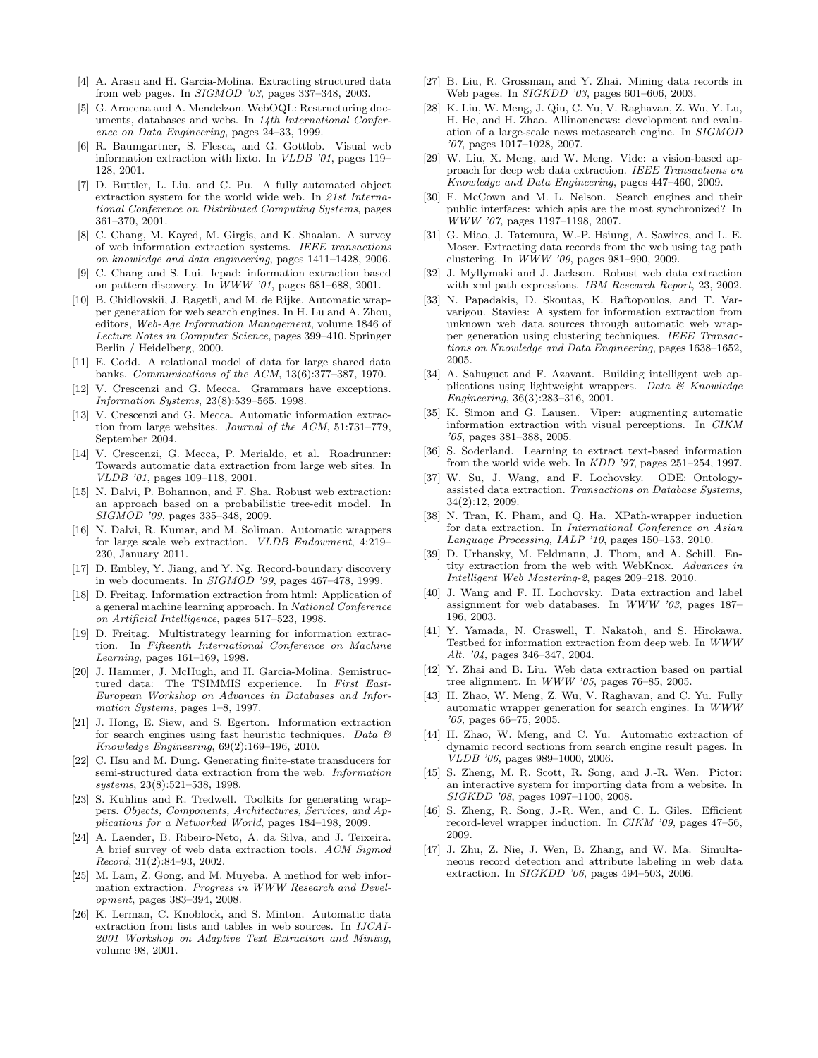[4] A. Arasu and H. Garcia-Molina. Extracting structured data from web pages. In *SIGMOD '03*, pages 337–348, 2003.

[5] G. Arocena and A. Mendelzon. WebOQL: Restructuring documents, databases and webs. In *14th International Conference on Data Engineering*, pages 24–33, 1999.

[6] R. Baumgartner, S. Flesca, and G. Gottlob. Visual web information extraction with lixto. In *VLDB '01*, pages 119–128, 2001.

[7] D. Buttler, L. Liu, and C. Pu. A fully automated object extraction system for the world wide web. In *21st International Conference on Distributed Computing Systems*, pages 361–370, 2001.

[8] C. Chang, M. Kayed, M. Girgis, and K. Shaalan. A survey of web information extraction systems. *IEEE transactions on knowledge and data engineering*, pages 1411–1428, 2006.

[9] C. Chang and S. Lui. Iepad: information extraction based on pattern discovery. In *WWW '01*, pages 681–688, 2001.

[10] B. Chidlovskii, J. Ragetli, and M. de Rijke. Automatic wrapper generation for web search engines. In H. Lu and A. Zhou, editors, *Web-Age Information Management*, volume 1846 of *Lecture Notes in Computer Science*, pages 399–410. Springer Berlin / Heidelberg, 2000.

[11] E. Codd. A relational model of data for large shared data banks. *Communications of the ACM*, 13(6):377–387, 1970.

[12] V. Crescenzi and G. Mecca. Grammars have exceptions. *Information Systems*, 23(8):539–565, 1998.

[13] V. Crescenzi and G. Mecca. Automatic information extraction from large websites. *Journal of the ACM*, 51:731–779, September 2004.

[14] V. Crescenzi, G. Mecca, P. Merialdo, et al. Roadrunner: Towards automatic data extraction from large web sites. In *VLDB '01*, pages 109–118, 2001.

[15] N. Dalvi, P. Bohannon, and F. Sha. Robust web extraction: an approach based on a probabilistic tree-edit model. In *SIGMOD '09*, pages 335–348, 2009.

[16] N. Dalvi, R. Kumar, and M. Soliman. Automatic wrappers for large scale web extraction. *VLDB Endowment*, 4:219–230, January 2011.

[17] D. Embley, Y. Jiang, and Y. Ng. Record-boundary discovery in web documents. In *SIGMOD '99*, pages 467–478, 1999.

[18] D. Freitag. Information extraction from html: Application of a general machine learning approach. In *National Conference on Artificial Intelligence*, pages 517–523, 1998.

[19] D. Freitag. Multistrategy learning for information extraction. In *Fifteenth International Conference on Machine Learning*, pages 161–169, 1998.

[20] J. Hammer, J. McHugh, and H. Garcia-Molina. Semistructured data: The TSIMMIS experience. In *First East-European Workshop on Advances in Databases and Information Systems*, pages 1–8, 1997.

[21] J. Hong, E. Siew, and S. Egerton. Information extraction for search engines using fast heuristic techniques. *Data & Knowledge Engineering*, 69(2):169–196, 2010.

[22] C. Hsu and M. Dung. Generating finite-state transducers for semi-structured data extraction from the web. *Information systems*, 23(8):521–538, 1998.

[23] S. Kuhlins and R. Tredwell. Toolkits for generating wrappers. *Objects, Components, Architectures, Services, and Applications for a Networked World*, pages 184–198, 2009.

[24] A. Laender, B. Ribeiro-Neto, A. da Silva, and J. Teixeira. A brief survey of web data extraction tools. *ACM Sigmod Record*, 31(2):84–93, 2002.

[25] M. Lam, Z. Gong, and M. Muyeba. A method for web information extraction. *Progress in WWW Research and Development*, pages 383–394, 2008.

[26] K. Lerman, C. Knoblock, and S. Minton. Automatic data extraction from lists and tables in web sources. In *IJCAI-2001 Workshop on Adaptive Text Extraction and Mining*, volume 98, 2001.

[27] B. Liu, R. Grossman, and Y. Zhai. Mining data records in Web pages. In *SIGKDD '03*, pages 601–606, 2003.

[28] K. Liu, W. Meng, J. Qiu, C. Yu, V. Raghavan, Z. Wu, Y. Lu, H. He, and H. Zhao. Allinonenews: development and evaluation of a large-scale news metasearch engine. In *SIGMOD '07*, pages 1017–1028, 2007.

[29] W. Liu, X. Meng, and W. Meng. Vide: a vision-based approach for deep web data extraction. *IEEE Transactions on Knowledge and Data Engineering*, pages 447–460, 2009.

[30] F. McCown and M. L. Nelson. Search engines and their public interfaces: which apis are the most synchronized? In *WWW '07*, pages 1197–1198, 2007.

[31] G. Miao, J. Tatemura, W.-P. Hsiung, A. Sawires, and L. E. Moser. Extracting data records from the web using tag path clustering. In *WWW '09*, pages 981–990, 2009.

[32] J. Myllymaki and J. Jackson. Robust web data extraction with xml path expressions. *IBM Research Report*, 23, 2002.

[33] N. Papadakis, D. Skoutas, K. Raftopoulos, and T. Varvarigou. Stavies: A system for information extraction from unknown web data sources through automatic web wrapper generation using clustering techniques. *IEEE Transactions on Knowledge and Data Engineering*, pages 1638–1652, 2005.

[34] A. Sahuguet and F. Azavant. Building intelligent web applications using lightweight wrappers. *Data & Knowledge Engineering*, 36(3):283–316, 2001.

[35] K. Simon and G. Lausen. Viper: augmenting automatic information extraction with visual perceptions. In *CIKM '05*, pages 381–388, 2005.

[36] S. Soderland. Learning to extract text-based information from the world wide web. In *KDD '97*, pages 251–254, 1997.

[37] W. Su, J. Wang, and F. Lochovsky. ODE: Ontology-assisted data extraction. *Transactions on Database Systems*, 34(2):12, 2009.

[38] N. Tran, K. Pham, and Q. Ha. XPath-wrapper induction for data extraction. In *International Conference on Asian Language Processing, IALP '10*, pages 150–153, 2010.

[39] D. Urbansky, M. Feldmann, J. Thom, and A. Schill. Entity extraction from the web with WebKnox. *Advances in Intelligent Web Mastering-2*, pages 209–218, 2010.

[40] J. Wang and F. H. Lochovsky. Data extraction and label assignment for web databases. In *WWW '03*, pages 187–196, 2003.

[41] Y. Yamada, N. Craswell, T. Nakatoh, and S. Hirokawa. Testbed for information extraction from deep web. In *WWW Alt. '04*, pages 346–347, 2004.

[42] Y. Zhai and B. Liu. Web data extraction based on partial tree alignment. In *WWW '05*, pages 76–85, 2005.

[43] H. Zhao, W. Meng, Z. Wu, V. Raghavan, and C. Yu. Fully automatic wrapper generation for search engines. In *WWW '05*, pages 66–75, 2005.

[44] H. Zhao, W. Meng, and C. Yu. Automatic extraction of dynamic record sections from search engine result pages. In *VLDB '06*, pages 989–1000, 2006.

[45] S. Zheng, M. R. Scott, R. Song, and J.-R. Wen. Pictor: an interactive system for importing data from a website. In *SIGKDD '08*, pages 1097–1100, 2008.

[46] S. Zheng, R. Song, J.-R. Wen, and C. L. Giles. Efficient record-level wrapper induction. In *CIKM '09*, pages 47–56, 2009.

[47] J. Zhu, Z. Nie, J. Wen, B. Zhang, and W. Ma. Simultaneous record detection and attribute labeling in web data extraction. In *SIGKDD '06*, pages 494–503, 2006.